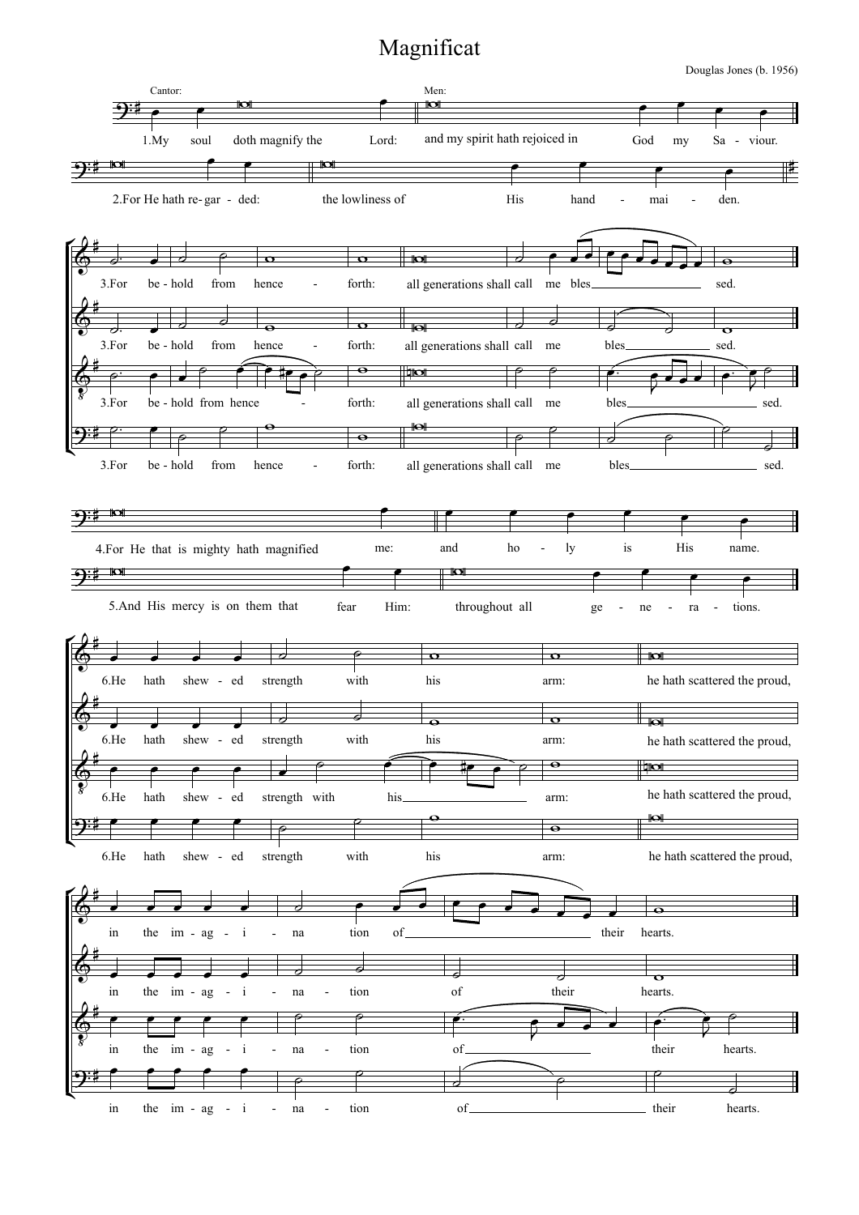# Magnificat

Douglas Jones (b. 1956)

Cantor: 1.My soul doth magnify the Lord:

Men: and my spirit hath rejoiced in God my Saviour.

2.For He hath regarded: the lowliness of His handmaiden.

3.For behold from hence-forth: all generations shall call me blessed.

4.For He that is mighty hath magnified me: and holy is His name.

5.And His mercy is on them that fear Him: throughout all generations.

6.He hath shewed strength with his arm: he hath scattered the proud, in the imagination of their hearts.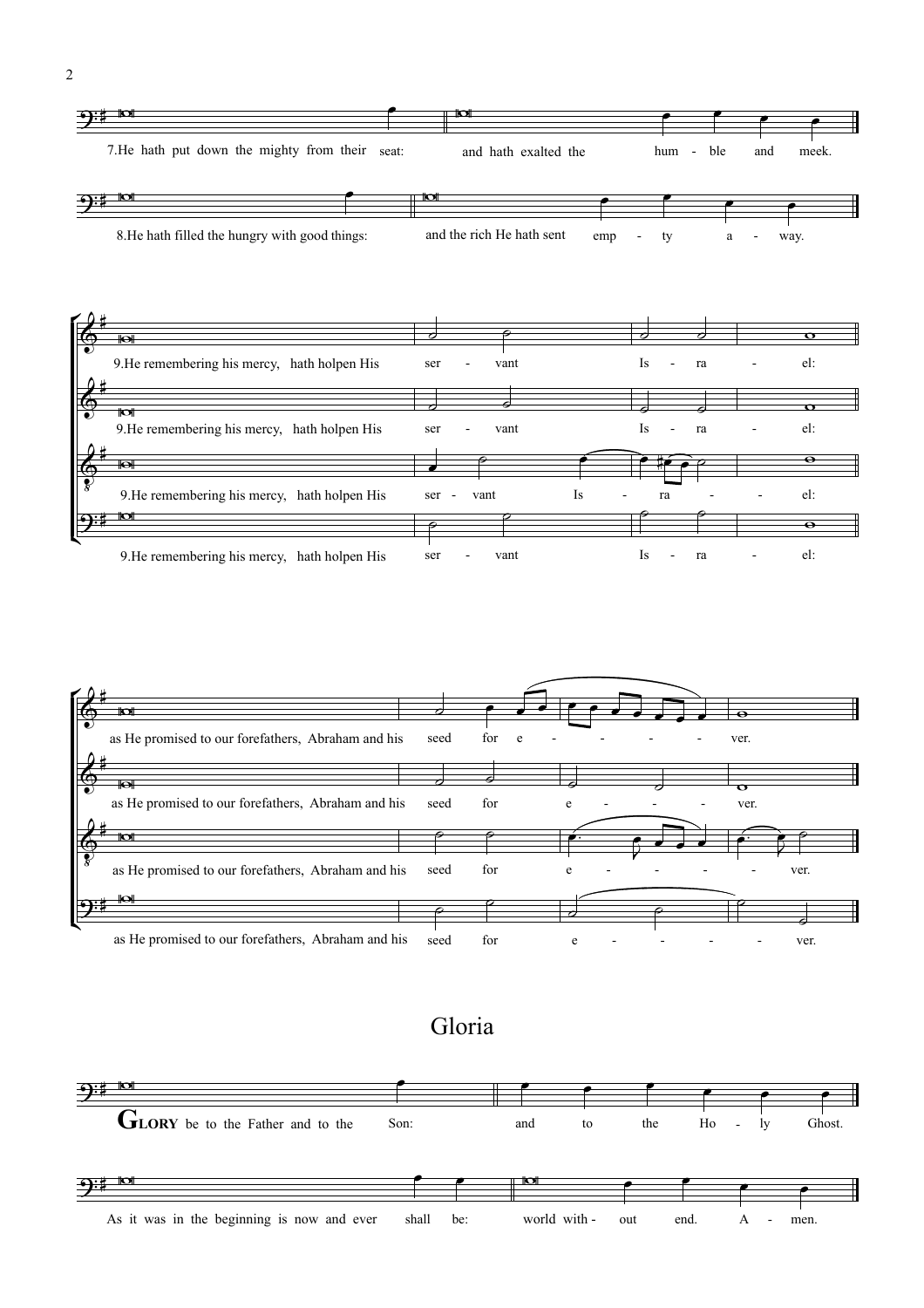7.He hath put down the mighty from their seat: and hath exalted the hum - ble and meek.

8.He hath filled the hungry with good things: and the rich He hath sent emp - ty a - way.

9.He remembering his mercy, hath holpen His ser - vant Is - ra - el:

as He promised to our forefathers, Abraham and his seed for e - ver.

## Gloria

**GLORY** be to the Father and to the Son: and to the Ho - ly Ghost.

As it was in the beginning is now and ever shall be: world with - out end. A - men.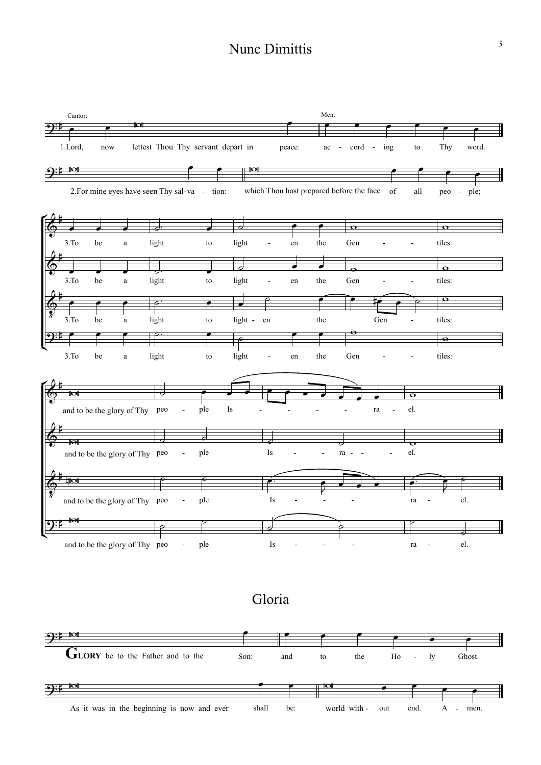# Nunc Dimittis

Cantor:

1.Lord, now lettest Thou Thy servant depart in peace:

Men:

ac - cord - ing to Thy word.

2.For mine eyes have seen Thy sal-va - tion: which Thou hast prepared before the face of all peo - ple;

3.To be a light to light - en the Gen - - tiles:

and to be the glory of Thy peo - ple Is - - - - - ra - el.

# Gloria

GLORY be to the Father and to the Son: and to the Ho - ly Ghost.

As it was in the beginning is now and ever shall be: world with - out end. A - men.